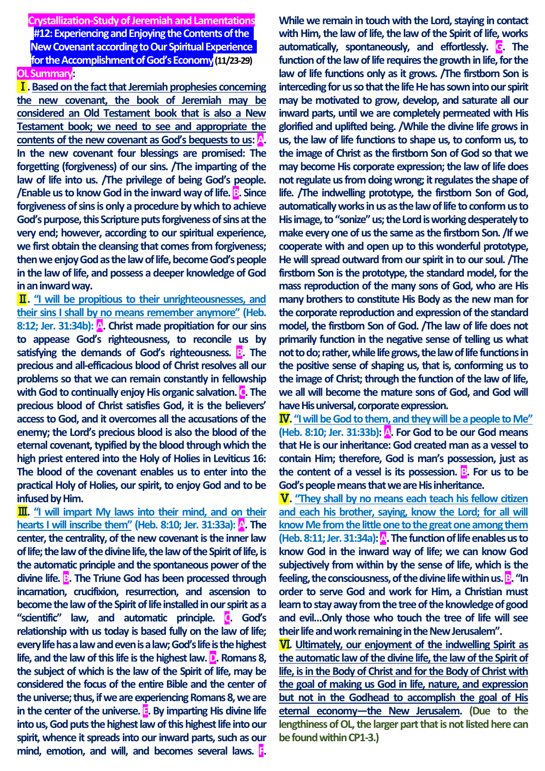# Crystallization-Study of Jeremiah and Lamentations
## #12: Experiencing and Enjoying the Contents of the New Covenant according to Our Spiritual Experience for the Accomplishment of God's Economy (11/23-29)

**OL Summary:**

**Ⅰ. Based on the fact that Jeremiah prophesies concerning the new covenant, the book of Jeremiah may be considered an Old Testament book that is also a New Testament book; we need to see and appropriate the contents of the new covenant as God's bequests to us: A. In the new covenant four blessings are promised: The forgetting (forgiveness) of our sins. /The imparting of the law of life into us. /The privilege of being God's people. /Enable us to know God in the inward way of life. B. Since forgiveness of sins is only a procedure by which to achieve God's purpose, this Scripture puts forgiveness of sins at the very end; however, according to our spiritual experience, we first obtain the cleansing that comes from forgiveness; then we enjoy God as the law of life, become God's people in the law of life, and possess a deeper knowledge of God in an inward way.**

**Ⅱ. "I will be propitious to their unrighteousnesses, and their sins I shall by no means remember anymore" (Heb. 8:12; Jer. 31:34b): A. Christ made propitiation for our sins to appease God's righteousness, to reconcile us by satisfying the demands of God's righteousness. B. The precious and all-efficacious blood of Christ resolves all our problems so that we can remain constantly in fellowship with God to continually enjoy His organic salvation. C. The precious blood of Christ satisfies God, it is the believers' access to God, and it overcomes all the accusations of the enemy; the Lord's precious blood is also the blood of the eternal covenant, typified by the blood through which the high priest entered into the Holy of Holies in Leviticus 16: The blood of the covenant enables us to enter into the practical Holy of Holies, our spirit, to enjoy God and to be infused by Him.**

**Ⅲ. "I will impart My laws into their mind, and on their hearts I will inscribe them" (Heb. 8:10; Jer. 31:33a): A. The center, the centrality, of the new covenant is the inner law of life; the law of the divine life, the law of the Spirit of life, is the automatic principle and the spontaneous power of the divine life. B. The Triune God has been processed through incarnation, crucifixion, resurrection, and ascension to become the law of the Spirit of life installed in our spirit as a "scientific" law, and automatic principle. C. God's relationship with us today is based fully on the law of life; every life has a law and even is a law; God's life is the highest life, and the law of this life is the highest law. D. Romans 8, the subject of which is the law of the Spirit of life, may be considered the focus of the entire Bible and the center of the universe; thus, if we are experiencing Romans 8, we are in the center of the universe. E. By imparting His divine life into us, God puts the highest law of this highest life into our spirit, whence it spreads into our inward parts, such as our mind, emotion, and will, and becomes several laws. F. While we remain in touch with the Lord, staying in contact with Him, the law of life, the law of the Spirit of life, works automatically, spontaneously, and effortlessly. G. The function of the law of life requires the growth in life, for the law of life functions only as it grows. /The firstborn Son is interceding for us so that the life He has sown into our spirit may be motivated to grow, develop, and saturate all our inward parts, until we are completely permeated with His glorified and uplifted being. /While the divine life grows in us, the law of life functions to shape us, to conform us, to the image of Christ as the firstborn Son of God so that we may become His corporate expression; the law of life does not regulate us from doing wrong; it regulates the shape of life. /The indwelling prototype, the firstborn Son of God, automatically works in us as the law of life to conform us to His image, to "sonize" us; the Lord is working desperately to make every one of us the same as the firstborn Son. /If we cooperate with and open up to this wonderful prototype, He will spread outward from our spirit in to our soul. /The firstborn Son is the prototype, the standard model, for the mass reproduction of the many sons of God, who are His many brothers to constitute His Body as the new man for the corporate reproduction and expression of the standard model, the firstborn Son of God. /The law of life does not primarily function in the negative sense of telling us what not to do; rather, while life grows, the law of life functions in the positive sense of shaping us, that is, conforming us to the image of Christ; through the function of the law of life, we all will become the mature sons of God, and God will have His universal, corporate expression.**

**Ⅳ. "I will be God to them, and they will be a people to Me" (Heb. 8:10; Jer. 31:33b): A. For God to be our God means that He is our inheritance: God created man as a vessel to contain Him; therefore, God is man's possession, just as the content of a vessel is its possession. B. For us to be God's people means that we are His inheritance.**

**Ⅴ. "They shall by no means each teach his fellow citizen and each his brother, saying, know the Lord; for all will know Me from the little one to the great one among them (Heb. 8:11; Jer. 31:34a): A. The function of life enables us to know God in the inward way of life; we can know God subjectively from within by the sense of life, which is the feeling, the consciousness, of the divine life within us. B. "In order to serve God and work for Him, a Christian must learn to stay away from the tree of the knowledge of good and evil…Only those who touch the tree of life will see their life and work remaining in the New Jerusalem".**

**Ⅵ. Ultimately, our enjoyment of the indwelling Spirit as the automatic law of the divine life, the law of the Spirit of life, is in the Body of Christ and for the Body of Christ with the goal of making us God in life, nature, and expression but not in the Godhead to accomplish the goal of His eternal economy—the New Jerusalem. (Due to the lengthiness of OL, the larger part that is not listed here can be found within CP1-3.)**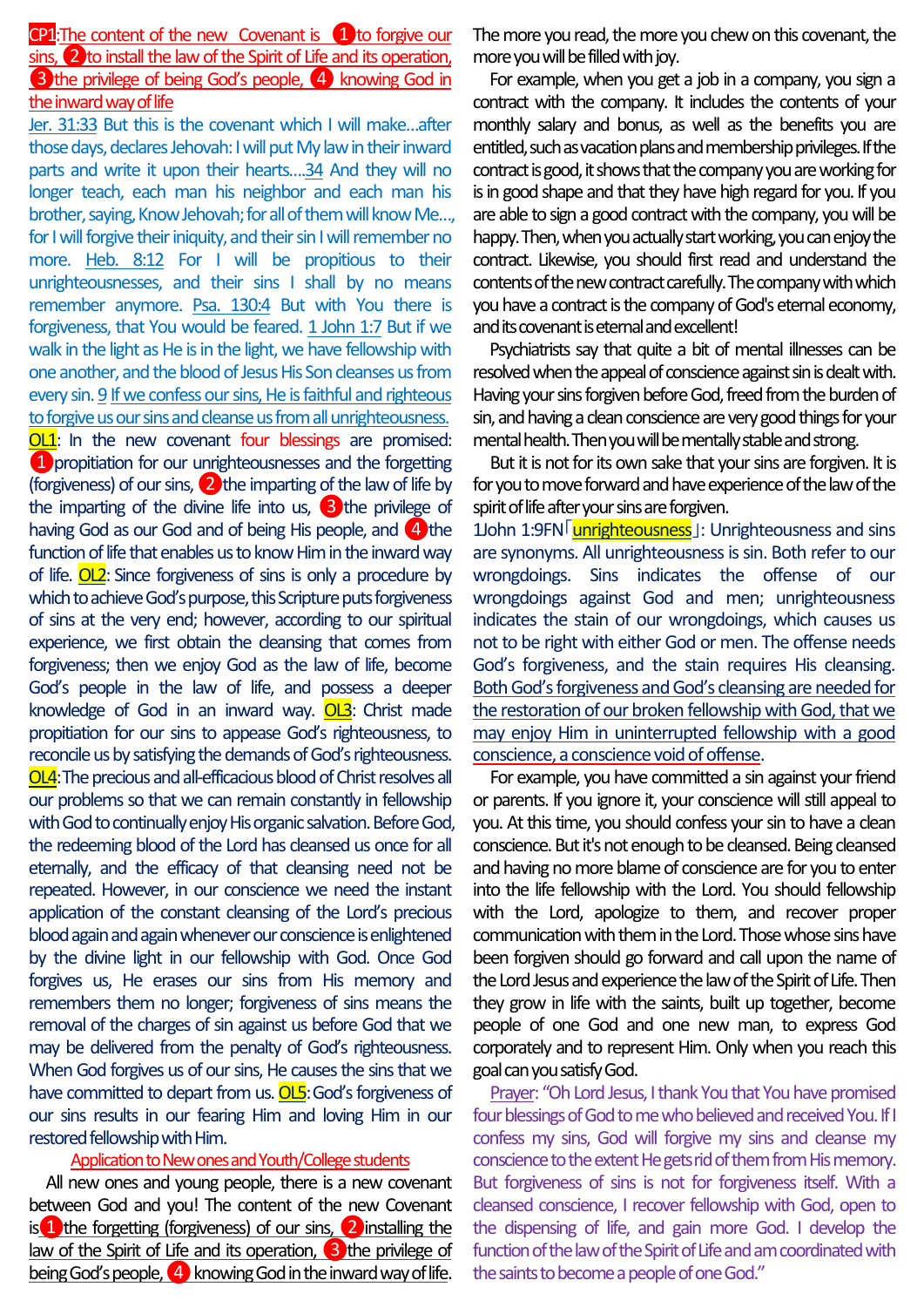**CP1**: The content of the new Covenant is ❶to forgive our sins, ❷to install the law of the Spirit of Life and its operation, ❸the privilege of being God's people, ❹ knowing God in the inward way of life

Jer. 31:33 But this is the covenant which I will make…after those days, declares Jehovah: I will put My law in their inward parts and write it upon their hearts….34 And they will no longer teach, each man his neighbor and each man his brother, saying, Know Jehovah; for all of them will know Me…, for I will forgive their iniquity, and their sin I will remember no more. Heb. 8:12 For I will be propitious to their unrighteousnesses, and their sins I shall by no means remember anymore. Psa. 130:4 But with You there is forgiveness, that You would be feared. 1 John 1:7 But if we walk in the light as He is in the light, we have fellowship with one another, and the blood of Jesus His Son cleanses us from every sin. 9 If we confess our sins, He is faithful and righteous to forgive us our sins and cleanse us from all unrighteousness.

**OL1**: In the new covenant four blessings are promised: ❶propitiation for our unrighteousnesses and the forgetting (forgiveness) of our sins, ❷the imparting of the law of life by the imparting of the divine life into us, ❸the privilege of having God as our God and of being His people, and ❹the function of life that enables us to know Him in the inward way of life. **OL2**: Since forgiveness of sins is only a procedure by which to achieve God's purpose, this Scripture puts forgiveness of sins at the very end; however, according to our spiritual experience, we first obtain the cleansing that comes from forgiveness; then we enjoy God as the law of life, become God's people in the law of life, and possess a deeper knowledge of God in an inward way. **OL3**: Christ made propitiation for our sins to appease God's righteousness, to reconcile us by satisfying the demands of God's righteousness. **OL4**: The precious and all-efficacious blood of Christ resolves all our problems so that we can remain constantly in fellowship with God to continually enjoy His organic salvation. Before God, the redeeming blood of the Lord has cleansed us once for all eternally, and the efficacy of that cleansing need not be repeated. However, in our conscience we need the instant application of the constant cleansing of the Lord's precious blood again and again whenever our conscience is enlightened by the divine light in our fellowship with God. Once God forgives us, He erases our sins from His memory and remembers them no longer; forgiveness of sins means the removal of the charges of sin against us before God that we may be delivered from the penalty of God's righteousness. When God forgives us of our sins, He causes the sins that we have committed to depart from us. **OL5**: God's forgiveness of our sins results in our fearing Him and loving Him in our restored fellowship with Him.

## Application to New ones and Youth/College students

All new ones and young people, there is a new covenant between God and you! The content of the new Covenant is❶the forgetting (forgiveness) of our sins, ❷installing the law of the Spirit of Life and its operation, ❸the privilege of being God's people, ❹ knowing God in the inward way of life. The more you read, the more you chew on this covenant, the more you will be filled with joy.

For example, when you get a job in a company, you sign a contract with the company. It includes the contents of your monthly salary and bonus, as well as the benefits you are entitled, such as vacation plans and membership privileges. If the contract is good, it shows that the company you are working for is in good shape and that they have high regard for you. If you are able to sign a good contract with the company, you will be happy. Then, when you actually start working, you can enjoy the contract. Likewise, you should first read and understand the contents of the new contract carefully. The company with which you have a contract is the company of God's eternal economy, and its covenant is eternal and excellent!

Psychiatrists say that quite a bit of mental illnesses can be resolved when the appeal of conscience against sin is dealt with. Having your sins forgiven before God, freed from the burden of sin, and having a clean conscience are very good things for your mental health. Then you will be mentally stable and strong.

But it is not for its own sake that your sins are forgiven. It is for you to move forward and have experience of the law of the spirit of life after your sins are forgiven.

1John 1:9FN「unrighteousness」: Unrighteousness and sins are synonyms. All unrighteousness is sin. Both refer to our wrongdoings. Sins indicates the offense of our wrongdoings against God and men; unrighteousness indicates the stain of our wrongdoings, which causes us not to be right with either God or men. The offense needs God's forgiveness, and the stain requires His cleansing. Both God's forgiveness and God's cleansing are needed for the restoration of our broken fellowship with God, that we may enjoy Him in uninterrupted fellowship with a good conscience, a conscience void of offense.

For example, you have committed a sin against your friend or parents. If you ignore it, your conscience will still appeal to you. At this time, you should confess your sin to have a clean conscience. But it's not enough to be cleansed. Being cleansed and having no more blame of conscience are for you to enter into the life fellowship with the Lord. You should fellowship with the Lord, apologize to them, and recover proper communication with them in the Lord. Those whose sins have been forgiven should go forward and call upon the name of the Lord Jesus and experience the law of the Spirit of Life. Then they grow in life with the saints, built up together, become people of one God and one new man, to express God corporately and to represent Him. Only when you reach this goal can you satisfy God.

Prayer: "Oh Lord Jesus, I thank You that You have promised four blessings of God to me who believed and received You. If I confess my sins, God will forgive my sins and cleanse my conscience to the extent He gets rid of them from His memory. But forgiveness of sins is not for forgiveness itself. With a cleansed conscience, I recover fellowship with God, open to the dispensing of life, and gain more God. I develop the function of the law of the Spirit of Life and am coordinated with the saints to become a people of one God."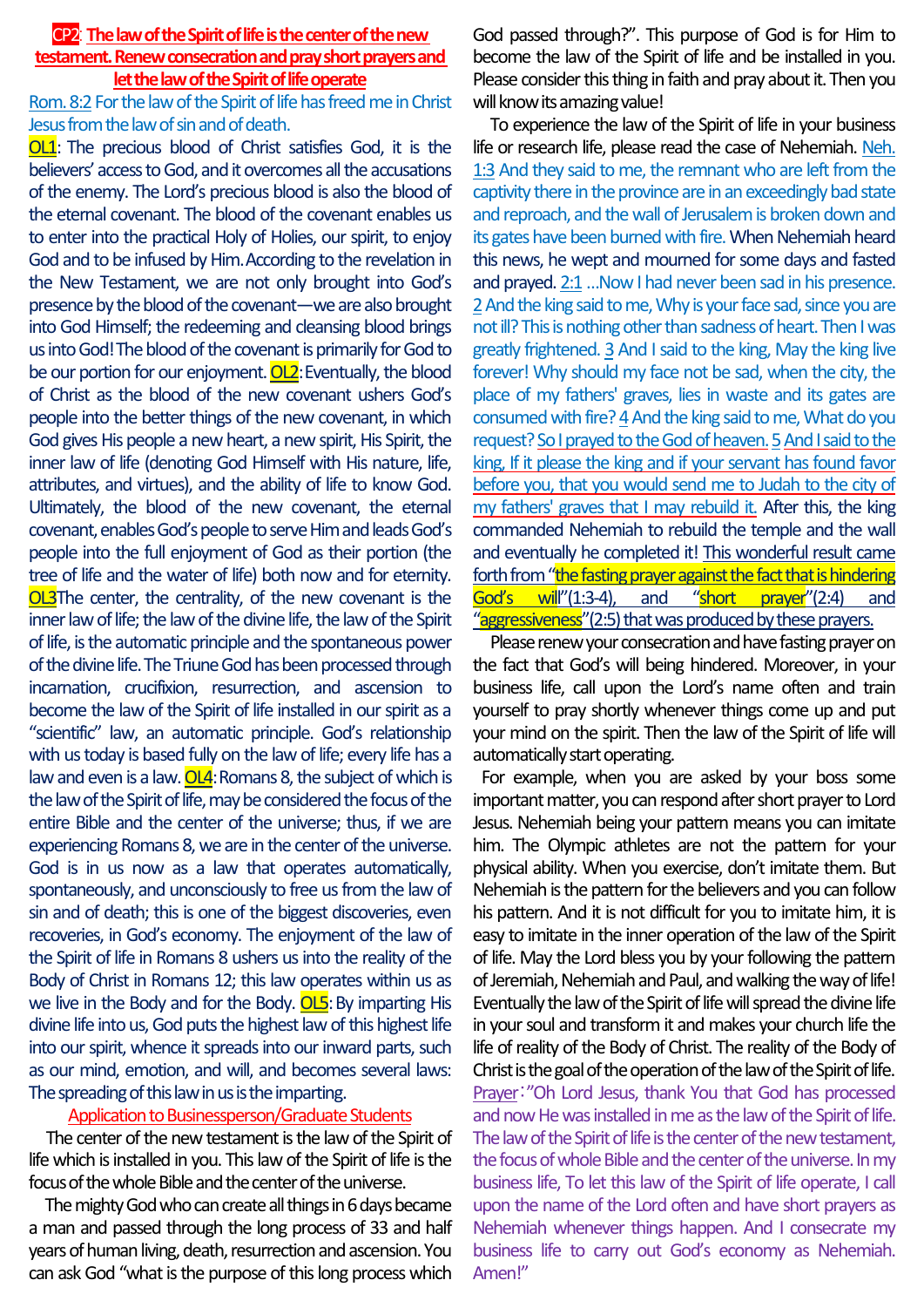## CP2: The law of the Spirit of life is the center of the new testament. Renew consecration and pray short prayers and let the law of the Spirit of life operate

Rom. 8:2 For the law of the Spirit of life has freed me in Christ Jesus from the law of sin and of death.

**OL1**: The precious blood of Christ satisfies God, it is the believers' access to God, and it overcomes all the accusations of the enemy. The Lord's precious blood is also the blood of the eternal covenant. The blood of the covenant enables us to enter into the practical Holy of Holies, our spirit, to enjoy God and to be infused by Him. According to the revelation in the New Testament, we are not only brought into God's presence by the blood of the covenant—we are also brought into God Himself; the redeeming and cleansing blood brings us into God! The blood of the covenant is primarily for God to be our portion for our enjoyment. **OL2**: Eventually, the blood of Christ as the blood of the new covenant ushers God's people into the better things of the new covenant, in which God gives His people a new heart, a new spirit, His Spirit, the inner law of life (denoting God Himself with His nature, life, attributes, and virtues), and the ability of life to know God. Ultimately, the blood of the new covenant, the eternal covenant, enables God's people to serve Him and leads God's people into the full enjoyment of God as their portion (the tree of life and the water of life) both now and for eternity. **OL3** The center, the centrality, of the new covenant is the inner law of life; the law of the divine life, the law of the Spirit of life, is the automatic principle and the spontaneous power of the divine life. The Triune God has been processed through incarnation, crucifixion, resurrection, and ascension to become the law of the Spirit of life installed in our spirit as a "scientific" law, an automatic principle. God's relationship with us today is based fully on the law of life; every life has a law and even is a law. **OL4**: Romans 8, the subject of which is the law of the Spirit of life, may be considered the focus of the entire Bible and the center of the universe; thus, if we are experiencing Romans 8, we are in the center of the universe. God is in us now as a law that operates automatically, spontaneously, and unconsciously to free us from the law of sin and of death; this is one of the biggest discoveries, even recoveries, in God's economy. The enjoyment of the law of the Spirit of life in Romans 8 ushers us into the reality of the Body of Christ in Romans 12; this law operates within us as we live in the Body and for the Body. **OL5**: By imparting His divine life into us, God puts the highest law of this highest life into our spirit, whence it spreads into our inward parts, such as our mind, emotion, and will, and becomes several laws: The spreading of this law in us is the imparting.

### Application to Businessperson/Graduate Students

The center of the new testament is the law of the Spirit of life which is installed in you. This law of the Spirit of life is the focus of the whole Bible and the center of the universe.

The mighty God who can create all things in 6 days became a man and passed through the long process of 33 and half years of human living, death, resurrection and ascension. You can ask God "what is the purpose of this long process which God passed through?". This purpose of God is for Him to become the law of the Spirit of life and be installed in you. Please consider this thing in faith and pray about it. Then you will know its amazing value!

To experience the law of the Spirit of life in your business life or research life, please read the case of Nehemiah. Neh. 1:3 And they said to me, the remnant who are left from the captivity there in the province are in an exceedingly bad state and reproach, and the wall of Jerusalem is broken down and its gates have been burned with fire. When Nehemiah heard this news, he wept and mourned for some days and fasted and prayed. 2:1 …Now I had never been sad in his presence. 2 And the king said to me, Why is your face sad, since you are not ill? This is nothing other than sadness of heart. Then I was greatly frightened. 3 And I said to the king, May the king live forever! Why should my face not be sad, when the city, the place of my fathers' graves, lies in waste and its gates are consumed with fire? 4 And the king said to me, What do you request? So I prayed to the God of heaven. 5 And I said to the king, If it please the king and if your servant has found favor before you, that you would send me to Judah to the city of my fathers' graves that I may rebuild it. After this, the king commanded Nehemiah to rebuild the temple and the wall and eventually he completed it! This wonderful result came forth from "**the fasting prayer against the fact that is hindering God's will**"(1:3-4), and "**short prayer**"(2:4) and "**aggressiveness**"(2:5) that was produced by these prayers.

Please renew your consecration and have fasting prayer on the fact that God's will being hindered. Moreover, in your business life, call upon the Lord's name often and train yourself to pray shortly whenever things come up and put your mind on the spirit. Then the law of the Spirit of life will automatically start operating.

For example, when you are asked by your boss some important matter, you can respond after short prayer to Lord Jesus. Nehemiah being your pattern means you can imitate him. The Olympic athletes are not the pattern for your physical ability. When you exercise, don't imitate them. But Nehemiah is the pattern for the believers and you can follow his pattern. And it is not difficult for you to imitate him, it is easy to imitate in the inner operation of the law of the Spirit of life. May the Lord bless you by your following the pattern of Jeremiah, Nehemiah and Paul, and walking the way of life! Eventually the law of the Spirit of life will spread the divine life in your soul and transform it and makes your church life the life of reality of the Body of Christ. The reality of the Body of Christ is the goal of the operation of the law of the Spirit of life.

Prayer: "Oh Lord Jesus, thank You that God has processed and now He was installed in me as the law of the Spirit of life. The law of the Spirit of life is the center of the new testament, the focus of whole Bible and the center of the universe. In my business life, To let this law of the Spirit of life operate, I call upon the name of the Lord often and have short prayers as Nehemiah whenever things happen. And I consecrate my business life to carry out God's economy as Nehemiah. Amen!"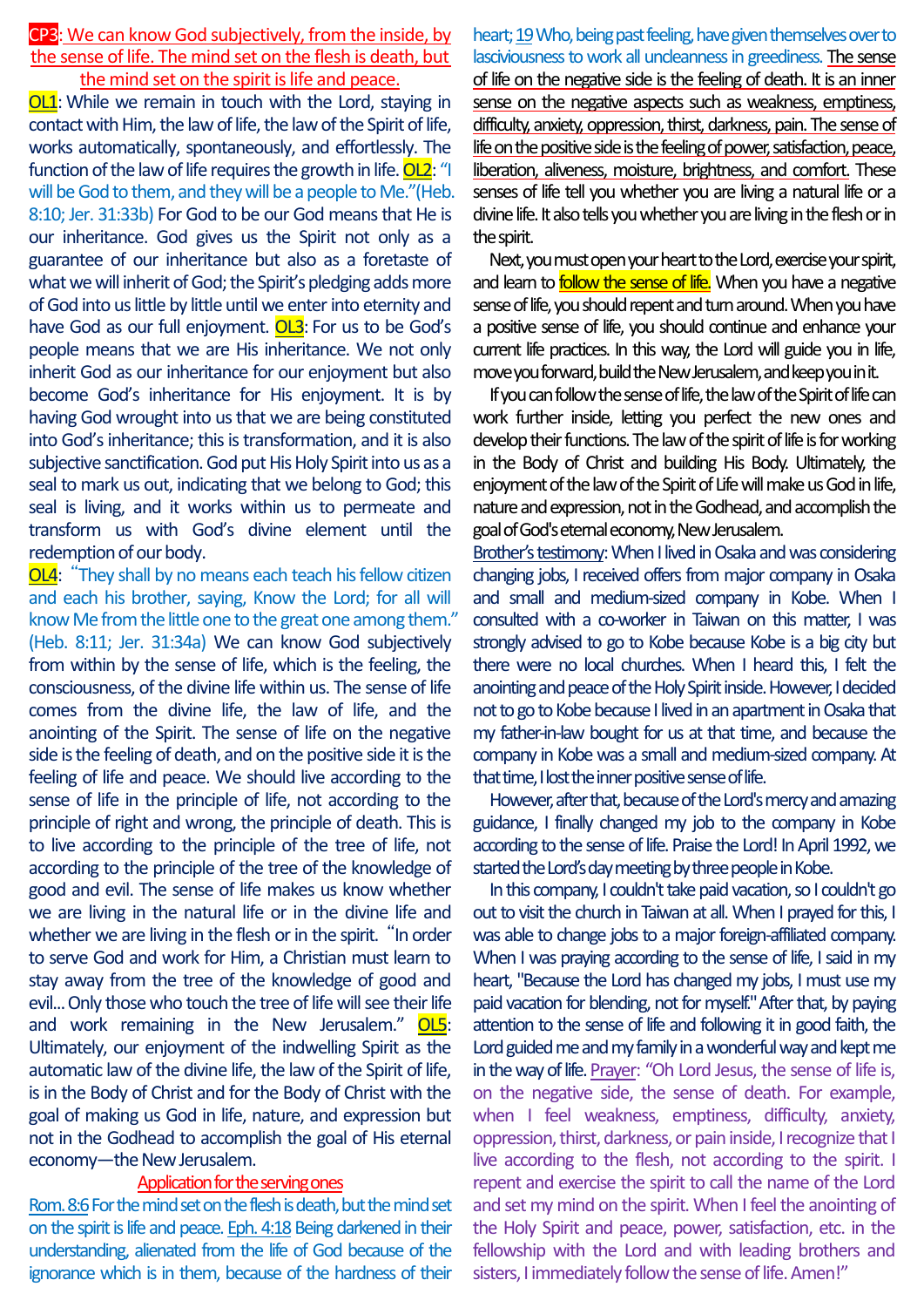**CP3: We can know God subjectively, from the inside, by the sense of life. The mind set on the flesh is death, but the mind set on the spirit is life and peace.**

**OL1**: While we remain in touch with the Lord, staying in contact with Him, the law of life, the law of the Spirit of life, works automatically, spontaneously, and effortlessly. The function of the law of life requires the growth in life. **OL2**: "I will be God to them, and they will be a people to Me."(Heb. 8:10; Jer. 31:33b) For God to be our God means that He is our inheritance. God gives us the Spirit not only as a guarantee of our inheritance but also as a foretaste of what we will inherit of God; the Spirit's pledging adds more of God into us little by little until we enter into eternity and have God as our full enjoyment. **OL3**: For us to be God's people means that we are His inheritance. We not only inherit God as our inheritance for our enjoyment but also become God's inheritance for His enjoyment. It is by having God wrought into us that we are being constituted into God's inheritance; this is transformation, and it is also subjective sanctification. God put His Holy Spirit into us as a seal to mark us out, indicating that we belong to God; this seal is living, and it works within us to permeate and transform us with God's divine element until the redemption of our body.

**OL4**: "They shall by no means each teach his fellow citizen and each his brother, saying, Know the Lord; for all will know Me from the little one to the great one among them." (Heb. 8:11; Jer. 31:34a) We can know God subjectively from within by the sense of life, which is the feeling, the consciousness, of the divine life within us. The sense of life comes from the divine life, the law of life, and the anointing of the Spirit. The sense of life on the negative side is the feeling of death, and on the positive side it is the feeling of life and peace. We should live according to the sense of life in the principle of life, not according to the principle of right and wrong, the principle of death. This is to live according to the principle of the tree of life, not according to the principle of the tree of the knowledge of good and evil. The sense of life makes us know whether we are living in the natural life or in the divine life and whether we are living in the flesh or in the spirit. "In order to serve God and work for Him, a Christian must learn to stay away from the tree of the knowledge of good and evil… Only those who touch the tree of life will see their life and work remaining in the New Jerusalem." **OL5**: Ultimately, our enjoyment of the indwelling Spirit as the automatic law of the divine life, the law of the Spirit of life, is in the Body of Christ and for the Body of Christ with the goal of making us God in life, nature, and expression but not in the Godhead to accomplish the goal of His eternal economy—the New Jerusalem.

**Application for the serving ones**

Rom. 8:6 For the mind set on the flesh is death, but the mind set on the spirit is life and peace. Eph. 4:18 Being darkened in their understanding, alienated from the life of God because of the ignorance which is in them, because of the hardness of their heart; 19 Who, being past feeling, have given themselves over to lasciviousness to work all uncleanness in greediness. The sense of life on the negative side is the feeling of death. It is an inner sense on the negative aspects such as weakness, emptiness, difficulty, anxiety, oppression, thirst, darkness, pain. The sense of life on the positive side is the feeling of power, satisfaction, peace, liberation, aliveness, moisture, brightness, and comfort. These senses of life tell you whether you are living a natural life or a divine life. It also tells you whether you are living in the flesh or in the spirit.

Next, you must open your heart to the Lord, exercise your spirit, and learn to follow the sense of life. When you have a negative sense of life, you should repent and turn around. When you have a positive sense of life, you should continue and enhance your current life practices. In this way, the Lord will guide you in life, move you forward, build the New Jerusalem, and keep you in it.

If you can follow the sense of life, the law of the Spirit of life can work further inside, letting you perfect the new ones and develop their functions. The law of the spirit of life is for working in the Body of Christ and building His Body. Ultimately, the enjoyment of the law of the Spirit of Life will make us God in life, nature and expression, not in the Godhead, and accomplish the goal of God's eternal economy, New Jerusalem.

Brother's testimony: When I lived in Osaka and was considering changing jobs, I received offers from major company in Osaka and small and medium-sized company in Kobe. When I consulted with a co-worker in Taiwan on this matter, I was strongly advised to go to Kobe because Kobe is a big city but there were no local churches. When I heard this, I felt the anointing and peace of the Holy Spirit inside. However, I decided not to go to Kobe because I lived in an apartment in Osaka that my father-in-law bought for us at that time, and because the company in Kobe was a small and medium-sized company. At that time, I lost the inner positive sense of life.

However, after that, because of the Lord's mercy and amazing guidance, I finally changed my job to the company in Kobe according to the sense of life. Praise the Lord! In April 1992, we started the Lord's day meeting by three people in Kobe.

In this company, I couldn't take paid vacation, so I couldn't go out to visit the church in Taiwan at all. When I prayed for this, I was able to change jobs to a major foreign-affiliated company. When I was praying according to the sense of life, I said in my heart, "Because the Lord has changed my jobs, I must use my paid vacation for blending, not for myself." After that, by paying attention to the sense of life and following it in good faith, the Lord guided me and my family in a wonderful way and kept me in the way of life. Prayer: "Oh Lord Jesus, the sense of life is, on the negative side, the sense of death. For example, when I feel weakness, emptiness, difficulty, anxiety, oppression, thirst, darkness, or pain inside, I recognize that I live according to the flesh, not according to the spirit. I repent and exercise the spirit to call the name of the Lord and set my mind on the spirit. When I feel the anointing of the Holy Spirit and peace, power, satisfaction, etc. in the fellowship with the Lord and with leading brothers and sisters, I immediately follow the sense of life. Amen!"